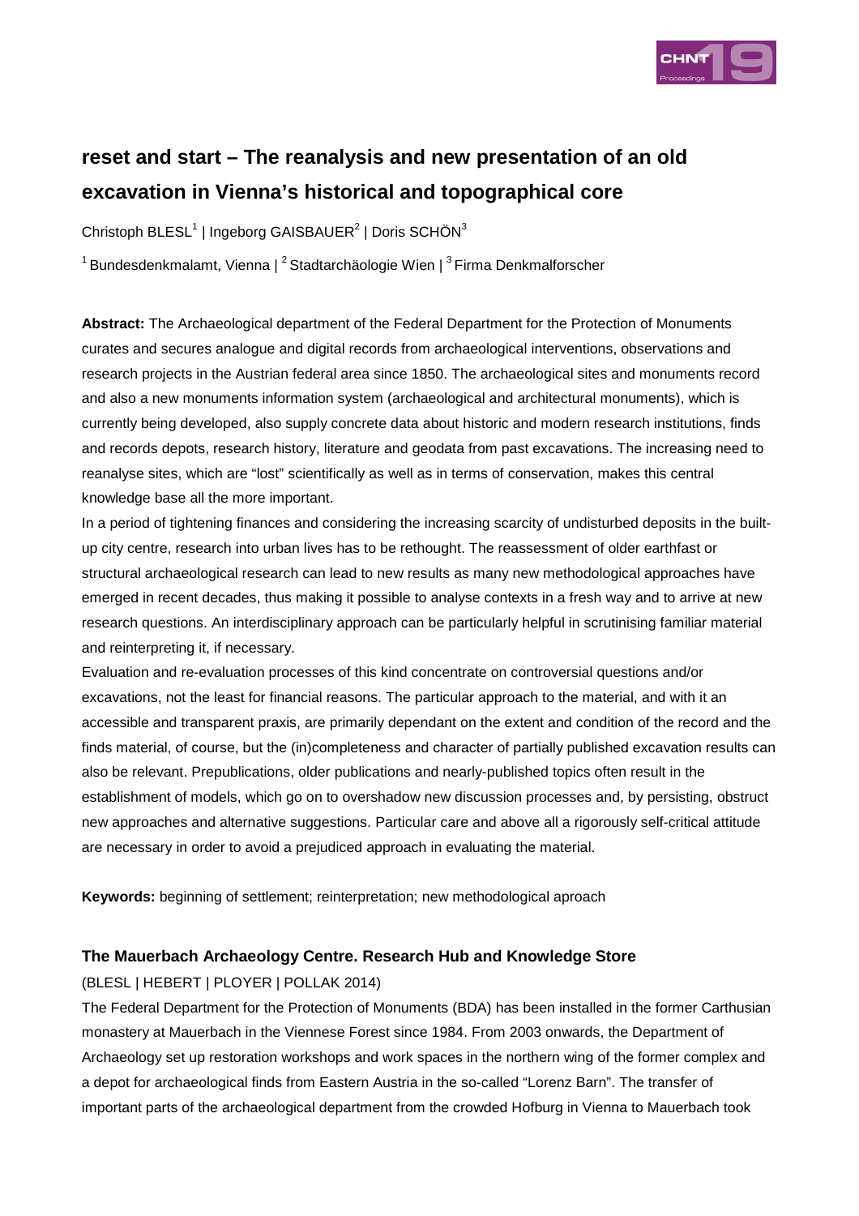# reset and start – The reanalysis and new presentation of an old excavation in Vienna's historical and topographical core

Christoph BLESL[1] | Ingeborg GAISBAUER[2] | Doris SCHÖN[3]

[1] Bundesdenkmalamt, Vienna | [2] Stadtarchäologie Wien | [3] Firma Denkmalforscher

**Abstract:** The Archaeological department of the Federal Department for the Protection of Monuments curates and secures analogue and digital records from archaeological interventions, observations and research projects in the Austrian federal area since 1850. The archaeological sites and monuments record and also a new monuments information system (archaeological and architectural monuments), which is currently being developed, also supply concrete data about historic and modern research institutions, finds and records depots, research history, literature and geodata from past excavations. The increasing need to reanalyse sites, which are "lost" scientifically as well as in terms of conservation, makes this central knowledge base all the more important.

In a period of tightening finances and considering the increasing scarcity of undisturbed deposits in the built-up city centre, research into urban lives has to be rethought. The reassessment of older earthfast or structural archaeological research can lead to new results as many new methodological approaches have emerged in recent decades, thus making it possible to analyse contexts in a fresh way and to arrive at new research questions. An interdisciplinary approach can be particularly helpful in scrutinising familiar material and reinterpreting it, if necessary.

Evaluation and re-evaluation processes of this kind concentrate on controversial questions and/or excavations, not the least for financial reasons. The particular approach to the material, and with it an accessible and transparent praxis, are primarily dependant on the extent and condition of the record and the finds material, of course, but the (in)completeness and character of partially published excavation results can also be relevant. Prepublications, older publications and nearly-published topics often result in the establishment of models, which go on to overshadow new discussion processes and, by persisting, obstruct new approaches and alternative suggestions. Particular care and above all a rigorously self-critical attitude are necessary in order to avoid a prejudiced approach in evaluating the material.

**Keywords:** beginning of settlement; reinterpretation; new methodological aproach

### The Mauerbach Archaeology Centre. Research Hub and Knowledge Store

(BLESL | HEBERT | PLOYER | POLLAK 2014)

The Federal Department for the Protection of Monuments (BDA) has been installed in the former Carthusian monastery at Mauerbach in the Viennese Forest since 1984. From 2003 onwards, the Department of Archaeology set up restoration workshops and work spaces in the northern wing of the former complex and a depot for archaeological finds from Eastern Austria in the so-called "Lorenz Barn". The transfer of important parts of the archaeological department from the crowded Hofburg in Vienna to Mauerbach took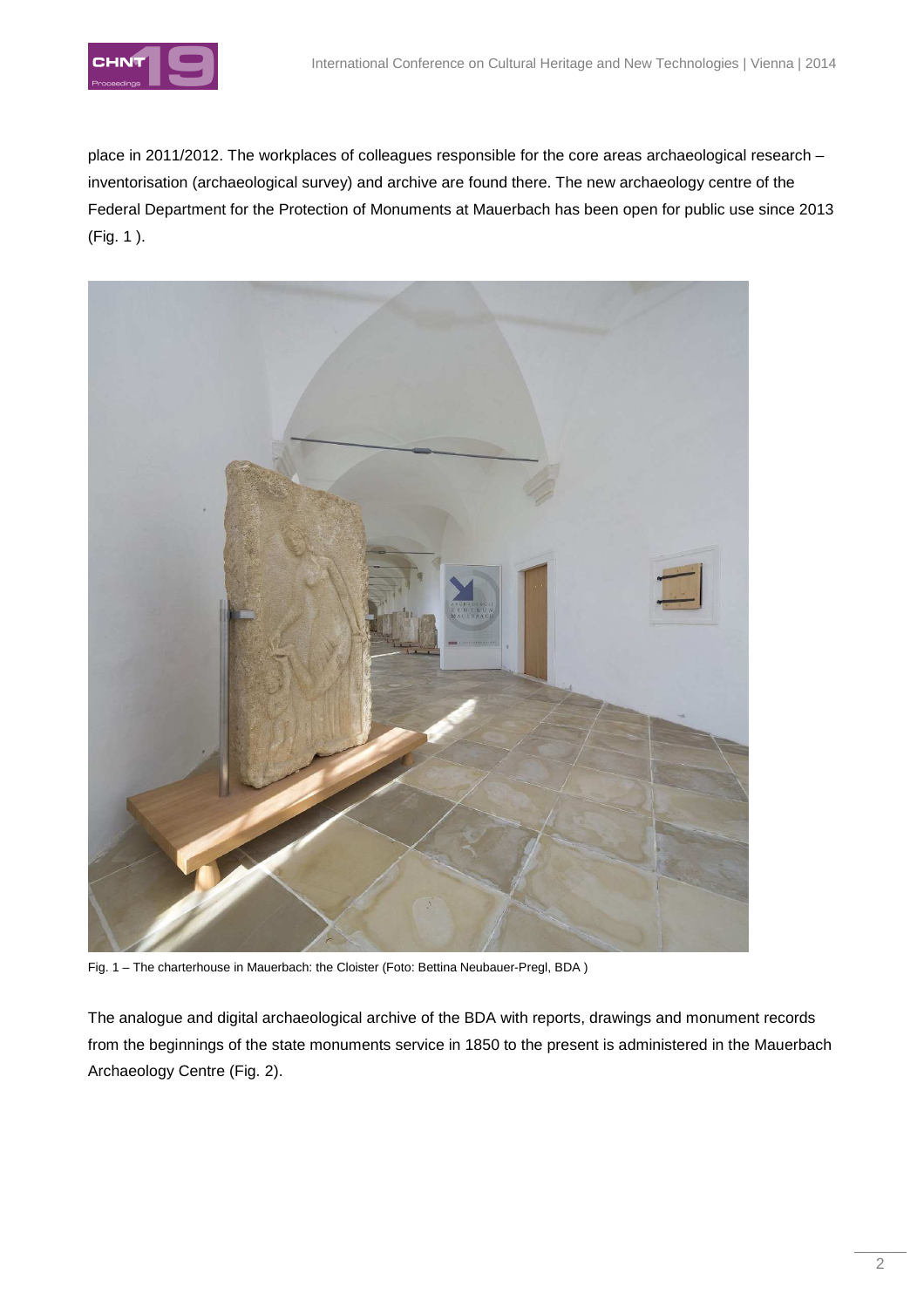place in 2011/2012. The workplaces of colleagues responsible for the core areas archaeological research – inventorisation (archaeological survey) and archive are found there. The new archaeology centre of the Federal Department for the Protection of Monuments at Mauerbach has been open for public use since 2013 (Fig. 1 ).

Fig. 1 – The charterhouse in Mauerbach: the Cloister (Foto: Bettina Neubauer-Pregl, BDA )

The analogue and digital archaeological archive of the BDA with reports, drawings and monument records from the beginnings of the state monuments service in 1850 to the present is administered in the Mauerbach Archaeology Centre (Fig. 2).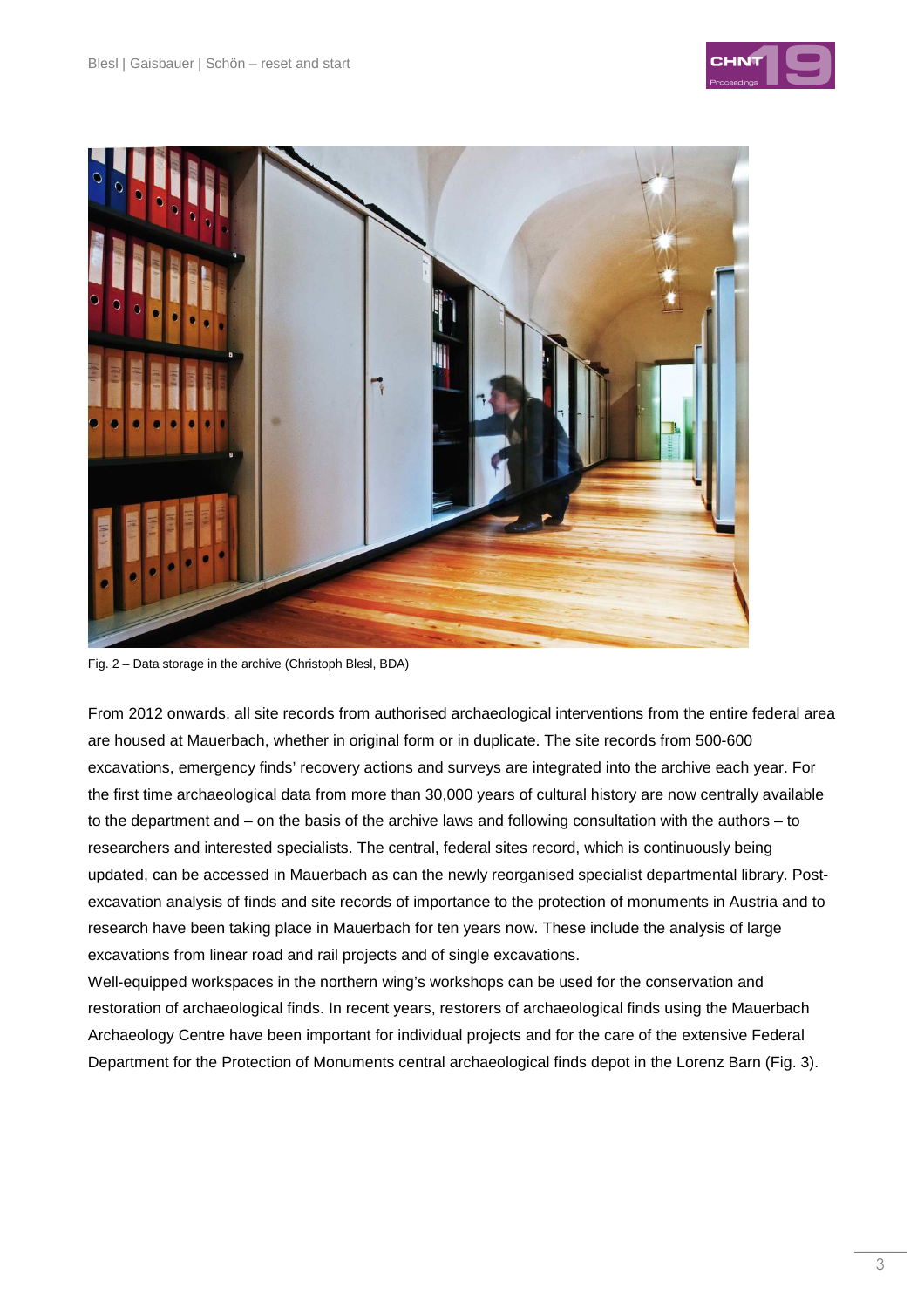Fig. 2 – Data storage in the archive (Christoph Blesl, BDA)

From 2012 onwards, all site records from authorised archaeological interventions from the entire federal area are housed at Mauerbach, whether in original form or in duplicate. The site records from 500-600 excavations, emergency finds' recovery actions and surveys are integrated into the archive each year. For the first time archaeological data from more than 30,000 years of cultural history are now centrally available to the department and – on the basis of the archive laws and following consultation with the authors – to researchers and interested specialists. The central, federal sites record, which is continuously being updated, can be accessed in Mauerbach as can the newly reorganised specialist departmental library. Post-excavation analysis of finds and site records of importance to the protection of monuments in Austria and to research have been taking place in Mauerbach for ten years now. These include the analysis of large excavations from linear road and rail projects and of single excavations.

Well-equipped workspaces in the northern wing's workshops can be used for the conservation and restoration of archaeological finds. In recent years, restorers of archaeological finds using the Mauerbach Archaeology Centre have been important for individual projects and for the care of the extensive Federal Department for the Protection of Monuments central archaeological finds depot in the Lorenz Barn (Fig. 3).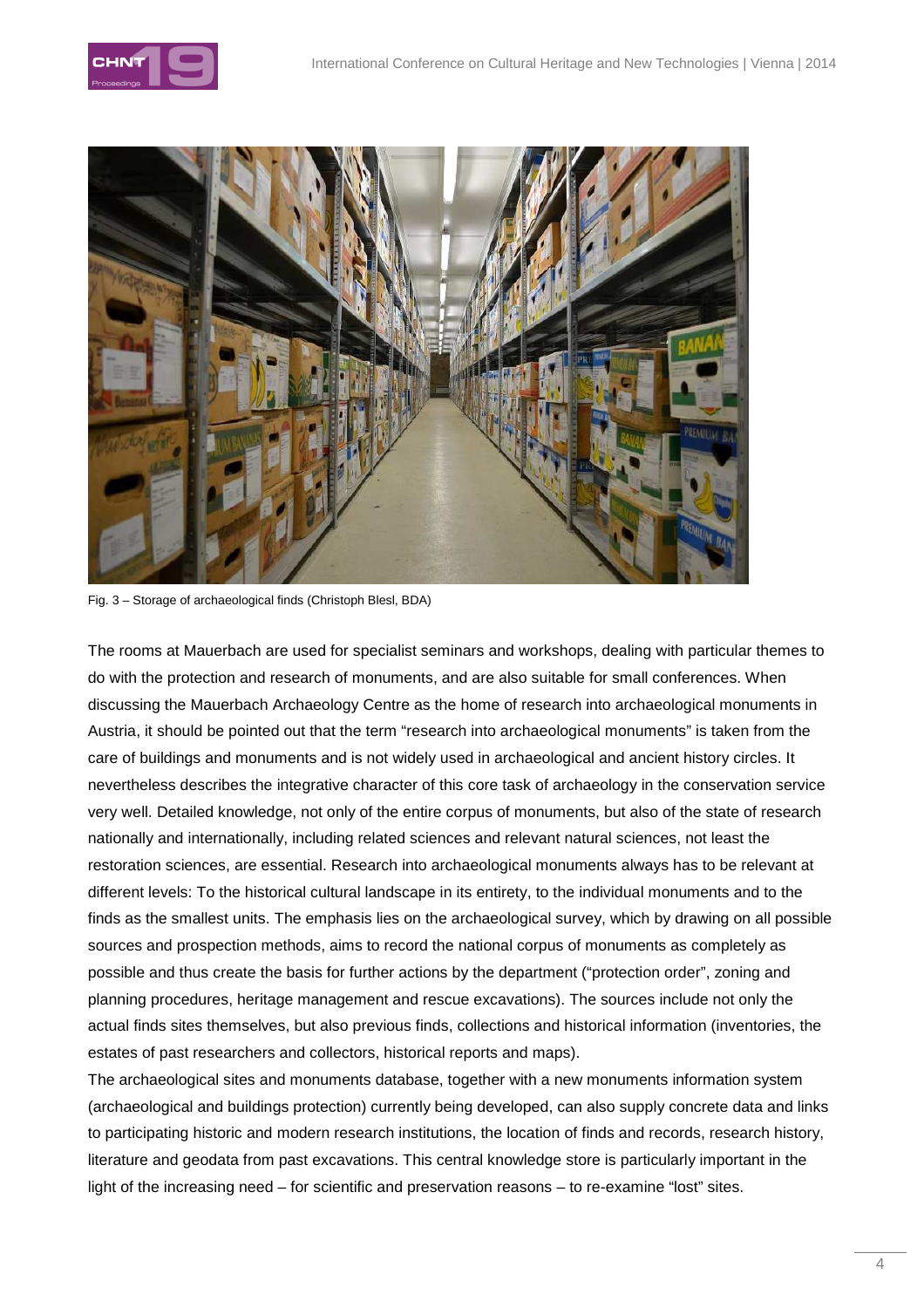Fig. 3 – Storage of archaeological finds (Christoph Blesl, BDA)

The rooms at Mauerbach are used for specialist seminars and workshops, dealing with particular themes to do with the protection and research of monuments, and are also suitable for small conferences. When discussing the Mauerbach Archaeology Centre as the home of research into archaeological monuments in Austria, it should be pointed out that the term "research into archaeological monuments" is taken from the care of buildings and monuments and is not widely used in archaeological and ancient history circles. It nevertheless describes the integrative character of this core task of archaeology in the conservation service very well. Detailed knowledge, not only of the entire corpus of monuments, but also of the state of research nationally and internationally, including related sciences and relevant natural sciences, not least the restoration sciences, are essential. Research into archaeological monuments always has to be relevant at different levels: To the historical cultural landscape in its entirety, to the individual monuments and to the finds as the smallest units. The emphasis lies on the archaeological survey, which by drawing on all possible sources and prospection methods, aims to record the national corpus of monuments as completely as possible and thus create the basis for further actions by the department ("protection order", zoning and planning procedures, heritage management and rescue excavations). The sources include not only the actual finds sites themselves, but also previous finds, collections and historical information (inventories, the estates of past researchers and collectors, historical reports and maps).

The archaeological sites and monuments database, together with a new monuments information system (archaeological and buildings protection) currently being developed, can also supply concrete data and links to participating historic and modern research institutions, the location of finds and records, research history, literature and geodata from past excavations. This central knowledge store is particularly important in the light of the increasing need – for scientific and preservation reasons – to re-examine "lost" sites.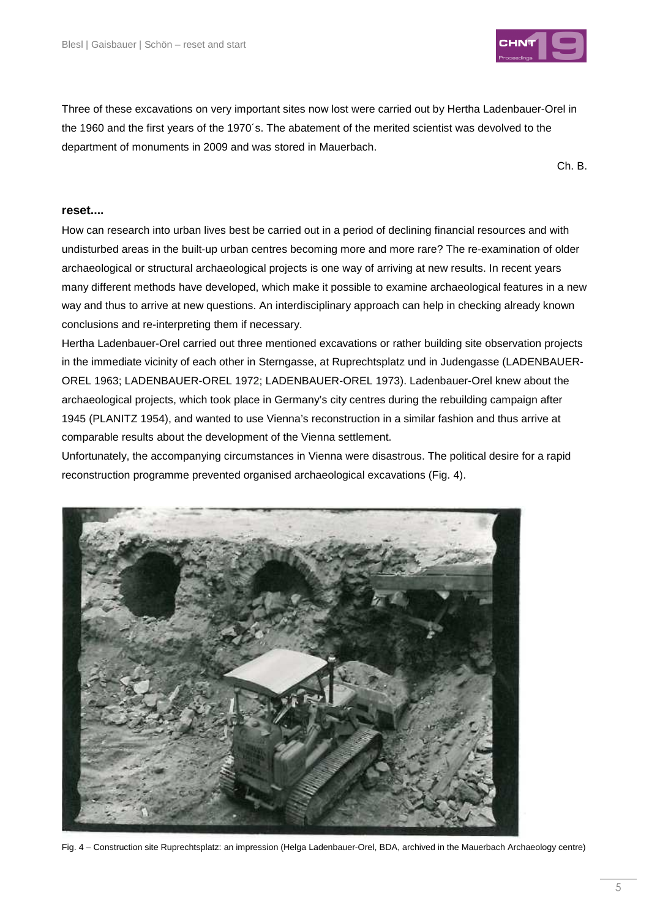Three of these excavations on very important sites now lost were carried out by Hertha Ladenbauer-Orel in the 1960 and the first years of the 1970´s. The abatement of the merited scientist was devolved to the department of monuments in 2009 and was stored in Mauerbach.

Ch. B.

**reset....**

How can research into urban lives best be carried out in a period of declining financial resources and with undisturbed areas in the built-up urban centres becoming more and more rare? The re-examination of older archaeological or structural archaeological projects is one way of arriving at new results. In recent years many different methods have developed, which make it possible to examine archaeological features in a new way and thus to arrive at new questions. An interdisciplinary approach can help in checking already known conclusions and re-interpreting them if necessary.

Hertha Ladenbauer-Orel carried out three mentioned excavations or rather building site observation projects in the immediate vicinity of each other in Sterngasse, at Ruprechtsplatz und in Judengasse (LADENBAUER-OREL 1963; LADENBAUER-OREL 1972; LADENBAUER-OREL 1973). Ladenbauer-Orel knew about the archaeological projects, which took place in Germany's city centres during the rebuilding campaign after 1945 (PLANITZ 1954), and wanted to use Vienna's reconstruction in a similar fashion and thus arrive at comparable results about the development of the Vienna settlement.

Unfortunately, the accompanying circumstances in Vienna were disastrous. The political desire for a rapid reconstruction programme prevented organised archaeological excavations (Fig. 4).

Fig. 4 – Construction site Ruprechtsplatz: an impression (Helga Ladenbauer-Orel, BDA, archived in the Mauerbach Archaeology centre)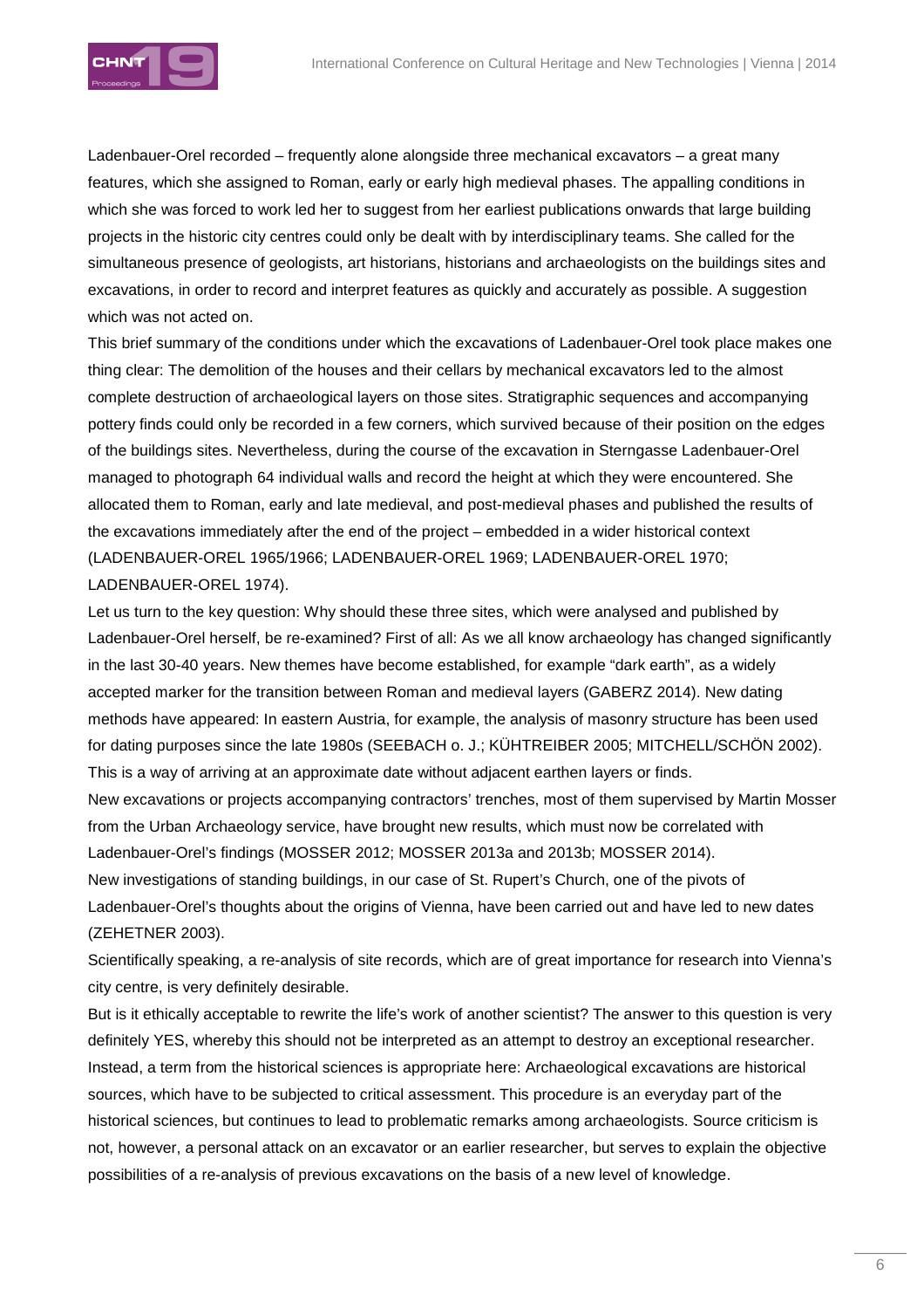Ladenbauer-Orel recorded – frequently alone alongside three mechanical excavators – a great many features, which she assigned to Roman, early or early high medieval phases. The appalling conditions in which she was forced to work led her to suggest from her earliest publications onwards that large building projects in the historic city centres could only be dealt with by interdisciplinary teams. She called for the simultaneous presence of geologists, art historians, historians and archaeologists on the buildings sites and excavations, in order to record and interpret features as quickly and accurately as possible. A suggestion which was not acted on.

This brief summary of the conditions under which the excavations of Ladenbauer-Orel took place makes one thing clear: The demolition of the houses and their cellars by mechanical excavators led to the almost complete destruction of archaeological layers on those sites. Stratigraphic sequences and accompanying pottery finds could only be recorded in a few corners, which survived because of their position on the edges of the buildings sites. Nevertheless, during the course of the excavation in Sterngasse Ladenbauer-Orel managed to photograph 64 individual walls and record the height at which they were encountered. She allocated them to Roman, early and late medieval, and post-medieval phases and published the results of the excavations immediately after the end of the project – embedded in a wider historical context (LADENBAUER-OREL 1965/1966; LADENBAUER-OREL 1969; LADENBAUER-OREL 1970; LADENBAUER-OREL 1974).

Let us turn to the key question: Why should these three sites, which were analysed and published by Ladenbauer-Orel herself, be re-examined? First of all: As we all know archaeology has changed significantly in the last 30-40 years. New themes have become established, for example "dark earth", as a widely accepted marker for the transition between Roman and medieval layers (GABERZ 2014). New dating methods have appeared: In eastern Austria, for example, the analysis of masonry structure has been used for dating purposes since the late 1980s (SEEBACH o. J.; KÜHTREIBER 2005; MITCHELL/SCHÖN 2002). This is a way of arriving at an approximate date without adjacent earthen layers or finds.

New excavations or projects accompanying contractors' trenches, most of them supervised by Martin Mosser from the Urban Archaeology service, have brought new results, which must now be correlated with Ladenbauer-Orel's findings (MOSSER 2012; MOSSER 2013a and 2013b; MOSSER 2014).

New investigations of standing buildings, in our case of St. Rupert's Church, one of the pivots of Ladenbauer-Orel's thoughts about the origins of Vienna, have been carried out and have led to new dates (ZEHETNER 2003).

Scientifically speaking, a re-analysis of site records, which are of great importance for research into Vienna's city centre, is very definitely desirable.

But is it ethically acceptable to rewrite the life's work of another scientist? The answer to this question is very definitely YES, whereby this should not be interpreted as an attempt to destroy an exceptional researcher. Instead, a term from the historical sciences is appropriate here: Archaeological excavations are historical sources, which have to be subjected to critical assessment. This procedure is an everyday part of the historical sciences, but continues to lead to problematic remarks among archaeologists. Source criticism is not, however, a personal attack on an excavator or an earlier researcher, but serves to explain the objective possibilities of a re-analysis of previous excavations on the basis of a new level of knowledge.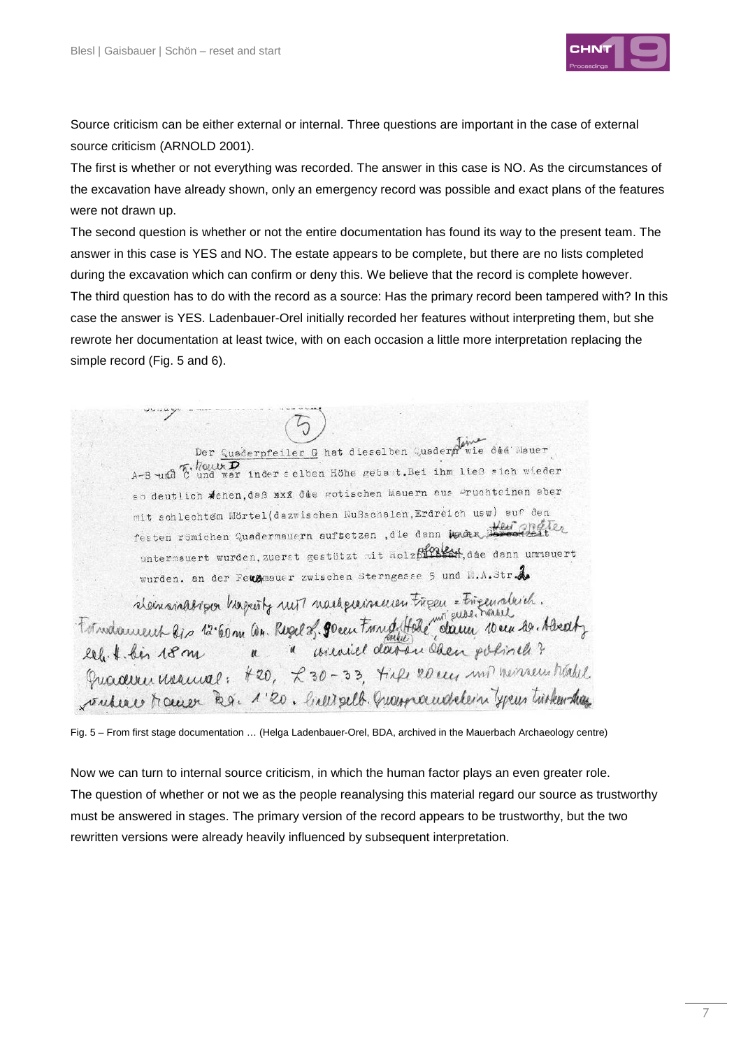Source criticism can be either external or internal. Three questions are important in the case of external source criticism (ARNOLD 2001).

The first is whether or not everything was recorded. The answer in this case is NO. As the circumstances of the excavation have already shown, only an emergency record was possible and exact plans of the features were not drawn up.

The second question is whether or not the entire documentation has found its way to the present team. The answer in this case is YES and NO. The estate appears to be complete, but there are no lists completed during the excavation which can confirm or deny this. We believe that the record is complete however.

The third question has to do with the record as a source: Has the primary record been tampered with? In this case the answer is YES. Ladenbauer-Orel initially recorded her features without interpreting them, but she rewrote her documentation at least twice, with on each occasion a little more interpretation replacing the simple record (Fig. 5 and 6).

Fig. 5 – From first stage documentation … (Helga Ladenbauer-Orel, BDA, archived in the Mauerbach Archaeology centre)

Now we can turn to internal source criticism, in which the human factor plays an even greater role.

The question of whether or not we as the people reanalysing this material regard our source as trustworthy must be answered in stages. The primary version of the record appears to be trustworthy, but the two rewritten versions were already heavily influenced by subsequent interpretation.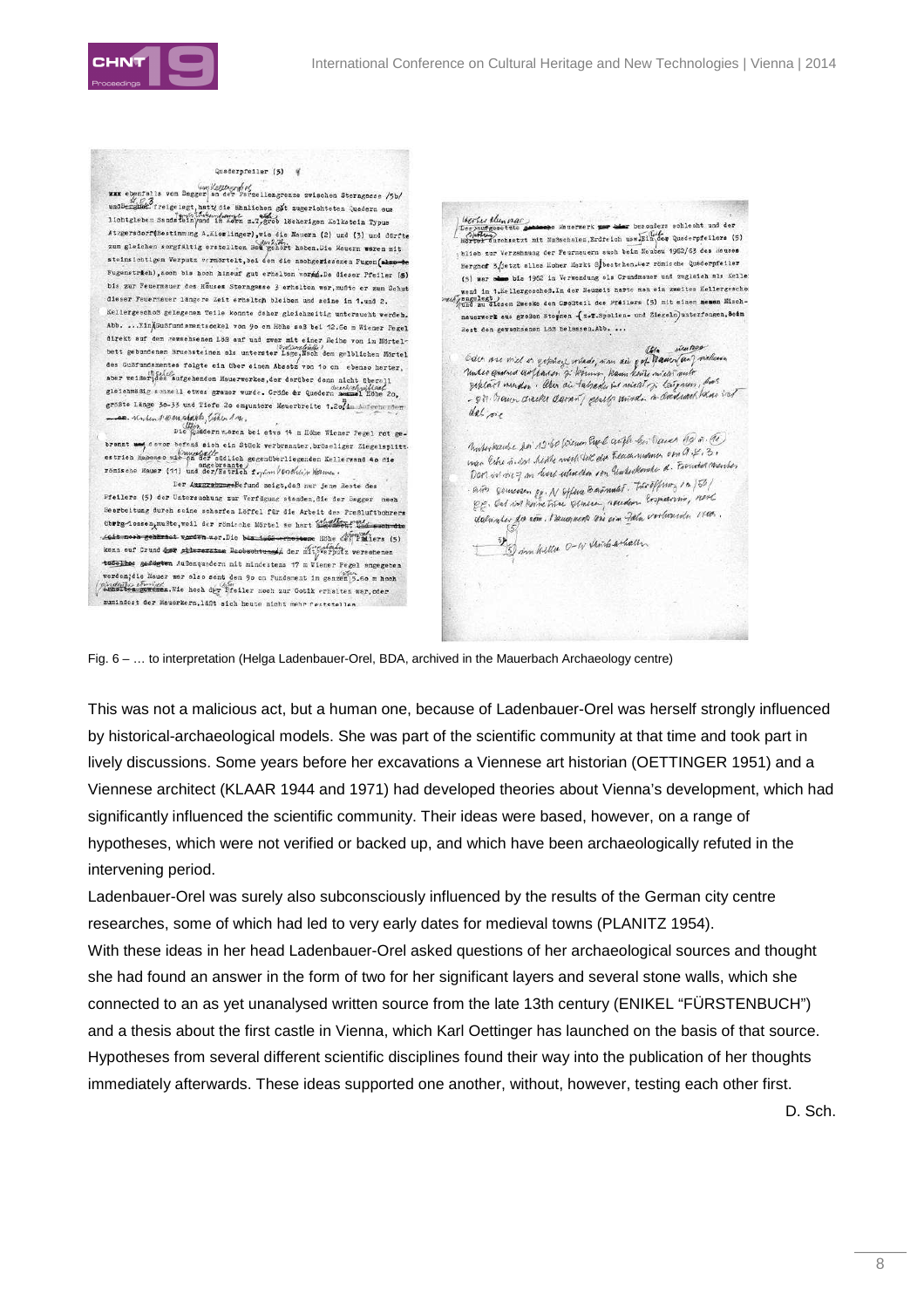Fig. 6 – … to interpretation (Helga Ladenbauer-Orel, BDA, archived in the Mauerbach Archaeology centre)

This was not a malicious act, but a human one, because of Ladenbauer-Orel was herself strongly influenced by historical-archaeological models. She was part of the scientific community at that time and took part in lively discussions. Some years before her excavations a Viennese art historian (OETTINGER 1951) and a Viennese architect (KLAAR 1944 and 1971) had developed theories about Vienna's development, which had significantly influenced the scientific community. Their ideas were based, however, on a range of hypotheses, which were not verified or backed up, and which have been archaeologically refuted in the intervening period.

Ladenbauer-Orel was surely also subconsciously influenced by the results of the German city centre researches, some of which had led to very early dates for medieval towns (PLANITZ 1954).

With these ideas in her head Ladenbauer-Orel asked questions of her archaeological sources and thought she had found an answer in the form of two for her significant layers and several stone walls, which she connected to an as yet unanalysed written source from the late 13th century (ENIKEL "FÜRSTENBUCH") and a thesis about the first castle in Vienna, which Karl Oettinger has launched on the basis of that source. Hypotheses from several different scientific disciplines found their way into the publication of her thoughts immediately afterwards. These ideas supported one another, without, however, testing each other first.

D. Sch.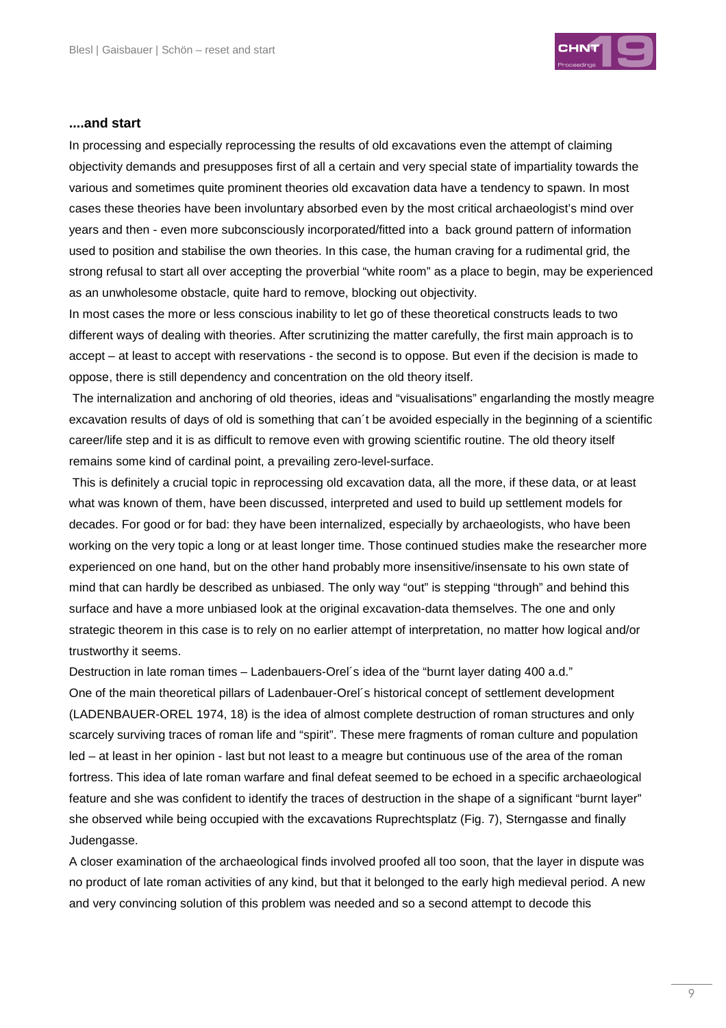### ....and start

In processing and especially reprocessing the results of old excavations even the attempt of claiming objectivity demands and presupposes first of all a certain and very special state of impartiality towards the various and sometimes quite prominent theories old excavation data have a tendency to spawn. In most cases these theories have been involuntary absorbed even by the most critical archaeologist's mind over years and then - even more subconsciously incorporated/fitted into a back ground pattern of information used to position and stabilise the own theories. In this case, the human craving for a rudimental grid, the strong refusal to start all over accepting the proverbial "white room" as a place to begin, may be experienced as an unwholesome obstacle, quite hard to remove, blocking out objectivity.

In most cases the more or less conscious inability to let go of these theoretical constructs leads to two different ways of dealing with theories. After scrutinizing the matter carefully, the first main approach is to accept – at least to accept with reservations - the second is to oppose. But even if the decision is made to oppose, there is still dependency and concentration on the old theory itself.

The internalization and anchoring of old theories, ideas and "visualisations" engarlanding the mostly meagre excavation results of days of old is something that can´t be avoided especially in the beginning of a scientific career/life step and it is as difficult to remove even with growing scientific routine. The old theory itself remains some kind of cardinal point, a prevailing zero-level-surface.

This is definitely a crucial topic in reprocessing old excavation data, all the more, if these data, or at least what was known of them, have been discussed, interpreted and used to build up settlement models for decades. For good or for bad: they have been internalized, especially by archaeologists, who have been working on the very topic a long or at least longer time. Those continued studies make the researcher more experienced on one hand, but on the other hand probably more insensitive/insensate to his own state of mind that can hardly be described as unbiased. The only way "out" is stepping "through" and behind this surface and have a more unbiased look at the original excavation-data themselves. The one and only strategic theorem in this case is to rely on no earlier attempt of interpretation, no matter how logical and/or trustworthy it seems.

Destruction in late roman times – Ladenbauers-Orel´s idea of the "burnt layer dating 400 a.d."

One of the main theoretical pillars of Ladenbauer-Orel´s historical concept of settlement development (LADENBAUER-OREL 1974, 18) is the idea of almost complete destruction of roman structures and only scarcely surviving traces of roman life and "spirit". These mere fragments of roman culture and population led – at least in her opinion - last but not least to a meagre but continuous use of the area of the roman fortress. This idea of late roman warfare and final defeat seemed to be echoed in a specific archaeological feature and she was confident to identify the traces of destruction in the shape of a significant "burnt layer" she observed while being occupied with the excavations Ruprechtsplatz (Fig. 7), Sterngasse and finally Judengasse.

A closer examination of the archaeological finds involved proofed all too soon, that the layer in dispute was no product of late roman activities of any kind, but that it belonged to the early high medieval period. A new and very convincing solution of this problem was needed and so a second attempt to decode this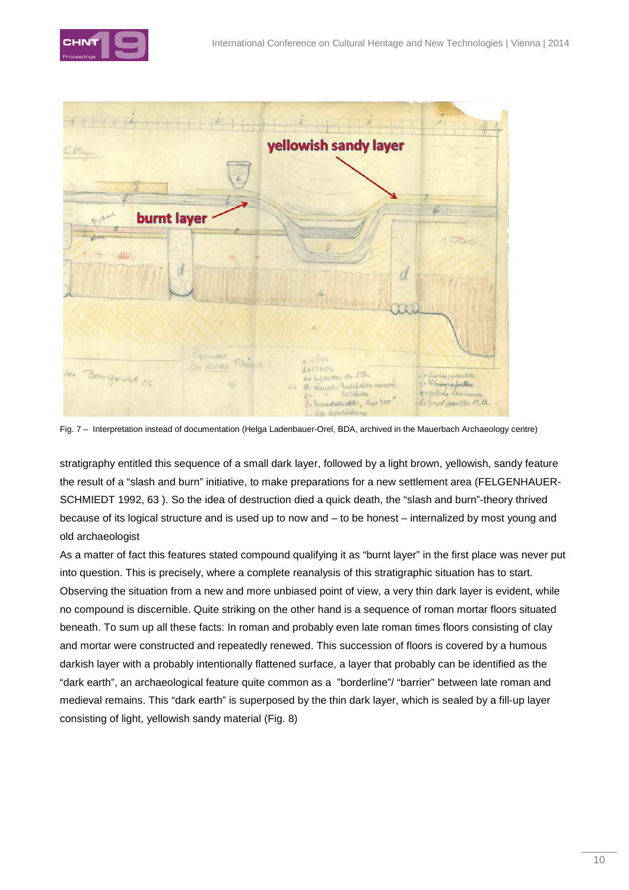Fig. 7 – Interpretation instead of documentation (Helga Ladenbauer-Orel, BDA, archived in the Mauerbach Archaeology centre)

stratigraphy entitled this sequence of a small dark layer, followed by a light brown, yellowish, sandy feature the result of a "slash and burn" initiative, to make preparations for a new settlement area (FELGENHAUER-SCHMIEDT 1992, 63 ). So the idea of destruction died a quick death, the "slash and burn"-theory thrived because of its logical structure and is used up to now and – to be honest – internalized by most young and old archaeologist

As a matter of fact this features stated compound qualifying it as "burnt layer" in the first place was never put into question. This is precisely, where a complete reanalysis of this stratigraphic situation has to start. Observing the situation from a new and more unbiased point of view, a very thin dark layer is evident, while no compound is discernible. Quite striking on the other hand is a sequence of roman mortar floors situated beneath. To sum up all these facts: In roman and probably even late roman times floors consisting of clay and mortar were constructed and repeatedly renewed. This succession of floors is covered by a humous darkish layer with a probably intentionally flattened surface, a layer that probably can be identified as the "dark earth", an archaeological feature quite common as a "borderline"/ "barrier" between late roman and medieval remains. This "dark earth" is superposed by the thin dark layer, which is sealed by a fill-up layer consisting of light, yellowish sandy material (Fig. 8)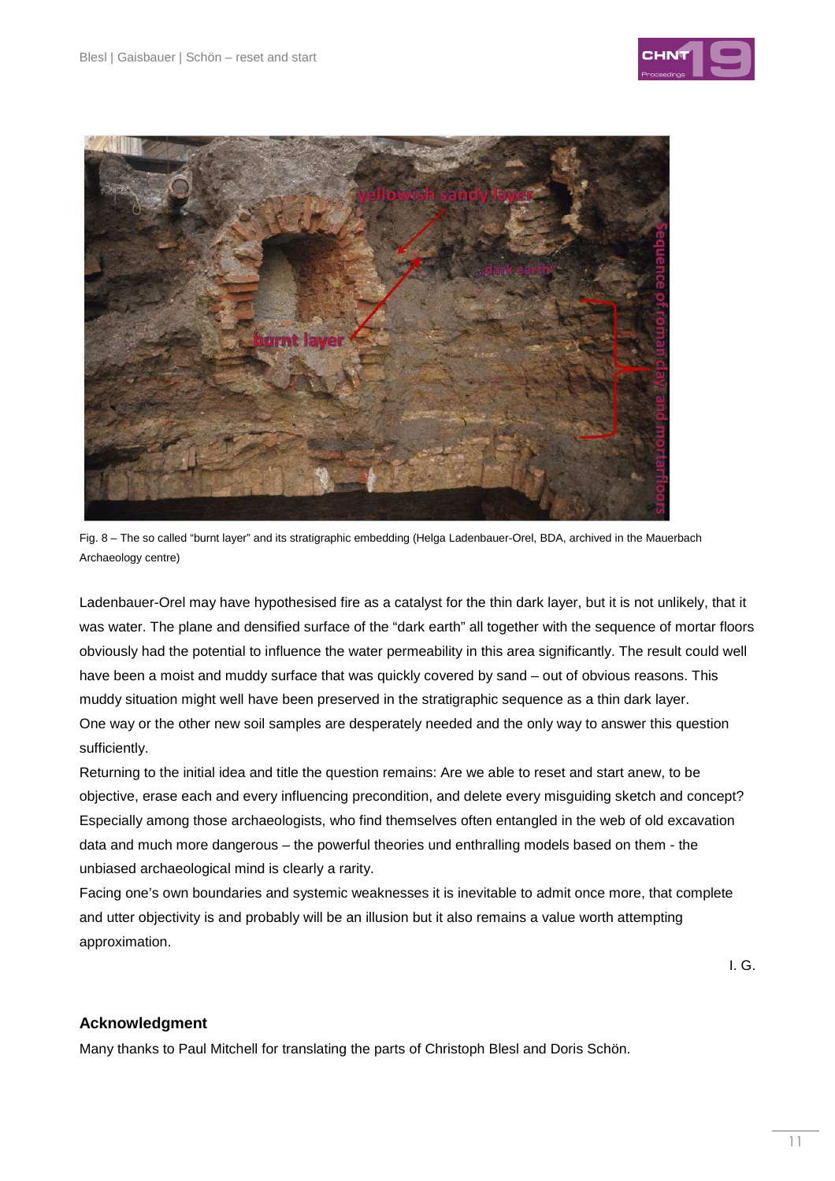Fig. 8 – The so called "burnt layer" and its stratigraphic embedding (Helga Ladenbauer-Orel, BDA, archived in the Mauerbach Archaeology centre)

Ladenbauer-Orel may have hypothesised fire as a catalyst for the thin dark layer, but it is not unlikely, that it was water. The plane and densified surface of the "dark earth" all together with the sequence of mortar floors obviously had the potential to influence the water permeability in this area significantly. The result could well have been a moist and muddy surface that was quickly covered by sand – out of obvious reasons. This muddy situation might well have been preserved in the stratigraphic sequence as a thin dark layer.
One way or the other new soil samples are desperately needed and the only way to answer this question sufficiently.
Returning to the initial idea and title the question remains: Are we able to reset and start anew, to be objective, erase each and every influencing precondition, and delete every misguiding sketch and concept? Especially among those archaeologists, who find themselves often entangled in the web of old excavation data and much more dangerous – the powerful theories und enthralling models based on them - the unbiased archaeological mind is clearly a rarity.
Facing one's own boundaries and systemic weaknesses it is inevitable to admit once more, that complete and utter objectivity is and probably will be an illusion but it also remains a value worth attempting approximation.

I. G.

## Acknowledgment

Many thanks to Paul Mitchell for translating the parts of Christoph Blesl and Doris Schön.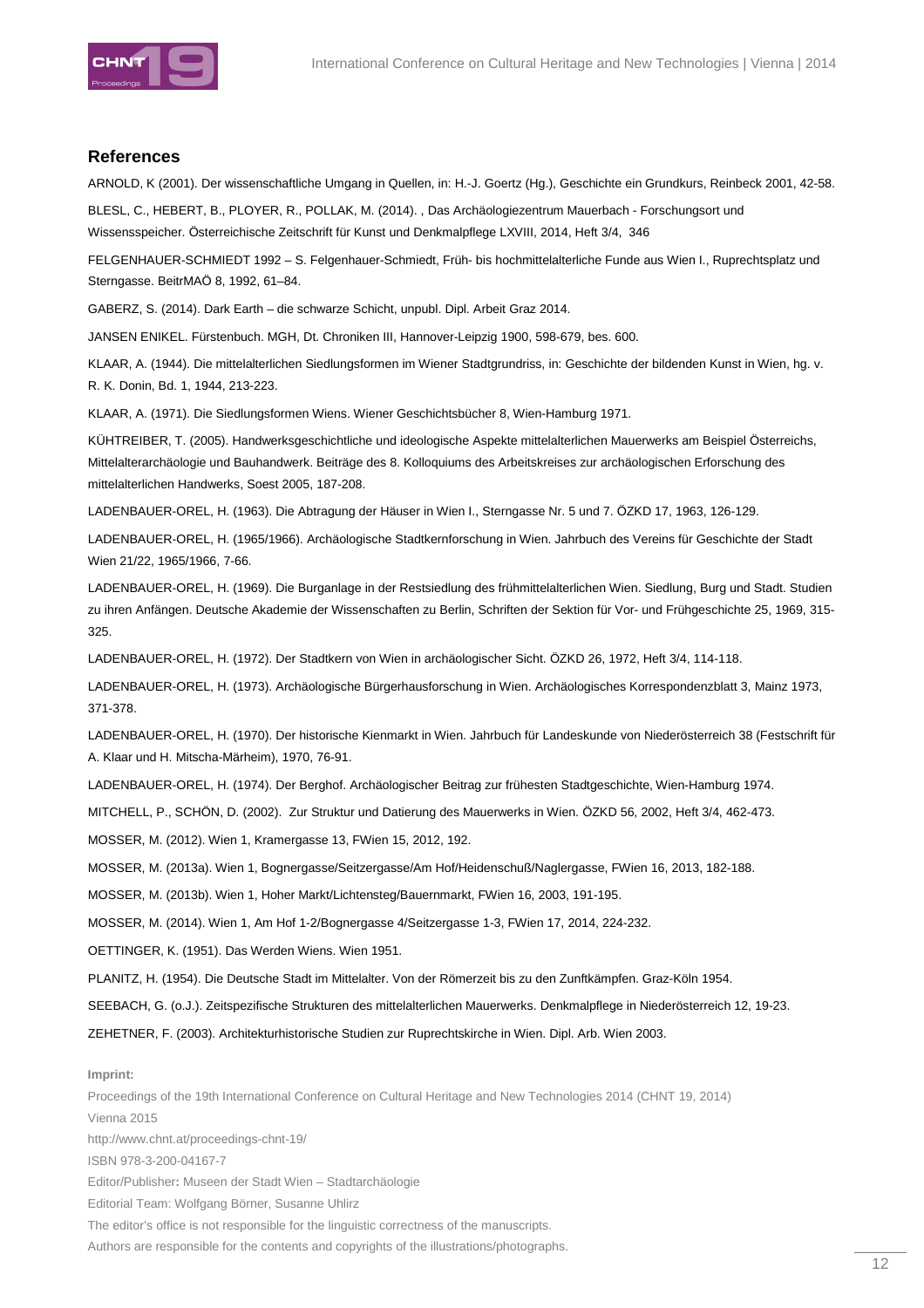## References

ARNOLD, K (2001). Der wissenschaftliche Umgang in Quellen, in: H.-J. Goertz (Hg.), Geschichte ein Grundkurs, Reinbeck 2001, 42-58.

BLESL, C., HEBERT, B., PLOYER, R., POLLAK, M. (2014). , Das Archäologiezentrum Mauerbach - Forschungsort und Wissensspeicher. Österreichische Zeitschrift für Kunst und Denkmalpflege LXVIII, 2014, Heft 3/4, 346

FELGENHAUER-SCHMIEDT 1992 – S. Felgenhauer-Schmiedt, Früh- bis hochmittelalterliche Funde aus Wien I., Ruprechtsplatz und Sterngasse. BeitrMAÖ 8, 1992, 61–84.

GABERZ, S. (2014). Dark Earth – die schwarze Schicht, unpubl. Dipl. Arbeit Graz 2014.

JANSEN ENIKEL. Fürstenbuch. MGH, Dt. Chroniken III, Hannover-Leipzig 1900, 598-679, bes. 600.

KLAAR, A. (1944). Die mittelalterlichen Siedlungsformen im Wiener Stadtgrundriss, in: Geschichte der bildenden Kunst in Wien, hg. v. R. K. Donin, Bd. 1, 1944, 213-223.

KLAAR, A. (1971). Die Siedlungsformen Wiens. Wiener Geschichtsbücher 8, Wien-Hamburg 1971.

KÜHTREIBER, T. (2005). Handwerksgeschichtliche und ideologische Aspekte mittelalterlichen Mauerwerks am Beispiel Österreichs, Mittelalterarchäologie und Bauhandwerk. Beiträge des 8. Kolloquiums des Arbeitskreises zur archäologischen Erforschung des mittelalterlichen Handwerks, Soest 2005, 187-208.

LADENBAUER-OREL, H. (1963). Die Abtragung der Häuser in Wien I., Sterngasse Nr. 5 und 7. ÖZKD 17, 1963, 126-129.

LADENBAUER-OREL, H. (1965/1966). Archäologische Stadtkernforschung in Wien. Jahrbuch des Vereins für Geschichte der Stadt Wien 21/22, 1965/1966, 7-66.

LADENBAUER-OREL, H. (1969). Die Burganlage in der Restsiedlung des frühmittelalterlichen Wien. Siedlung, Burg und Stadt. Studien zu ihren Anfängen. Deutsche Akademie der Wissenschaften zu Berlin, Schriften der Sektion für Vor- und Frühgeschichte 25, 1969, 315-325.

LADENBAUER-OREL, H. (1972). Der Stadtkern von Wien in archäologischer Sicht. ÖZKD 26, 1972, Heft 3/4, 114-118.

LADENBAUER-OREL, H. (1973). Archäologische Bürgerhausforschung in Wien. Archäologisches Korrespondenzblatt 3, Mainz 1973, 371-378.

LADENBAUER-OREL, H. (1970). Der historische Kienmarkt in Wien. Jahrbuch für Landeskunde von Niederösterreich 38 (Festschrift für A. Klaar und H. Mitscha-Märheim), 1970, 76-91.

LADENBAUER-OREL, H. (1974). Der Berghof. Archäologischer Beitrag zur frühesten Stadtgeschichte, Wien-Hamburg 1974.

MITCHELL, P., SCHÖN, D. (2002). Zur Struktur und Datierung des Mauerwerks in Wien. ÖZKD 56, 2002, Heft 3/4, 462-473.

MOSSER, M. (2012). Wien 1, Kramergasse 13, FWien 15, 2012, 192.

MOSSER, M. (2013a). Wien 1, Bognergasse/Seitzergasse/Am Hof/Heidenschuß/Naglergasse, FWien 16, 2013, 182-188.

MOSSER, M. (2013b). Wien 1, Hoher Markt/Lichtensteg/Bauernmarkt, FWien 16, 2003, 191-195.

MOSSER, M. (2014). Wien 1, Am Hof 1-2/Bognergasse 4/Seitzergasse 1-3, FWien 17, 2014, 224-232.

OETTINGER, K. (1951). Das Werden Wiens. Wien 1951.

PLANITZ, H. (1954). Die Deutsche Stadt im Mittelalter. Von der Römerzeit bis zu den Zunftkämpfen. Graz-Köln 1954.

SEEBACH, G. (o.J.). Zeitspezifische Strukturen des mittelalterlichen Mauerwerks. Denkmalpflege in Niederösterreich 12, 19-23.

ZEHETNER, F. (2003). Architekturhistorische Studien zur Ruprechtskirche in Wien. Dipl. Arb. Wien 2003.

**Imprint:**

Proceedings of the 19th International Conference on Cultural Heritage and New Technologies 2014 (CHNT 19, 2014)

Vienna 2015

http://www.chnt.at/proceedings-chnt-19/

ISBN 978-3-200-04167-7

Editor/Publisher: Museen der Stadt Wien – Stadtarchäologie

Editorial Team: Wolfgang Börner, Susanne Uhlirz

The editor's office is not responsible for the linguistic correctness of the manuscripts.

Authors are responsible for the contents and copyrights of the illustrations/photographs.